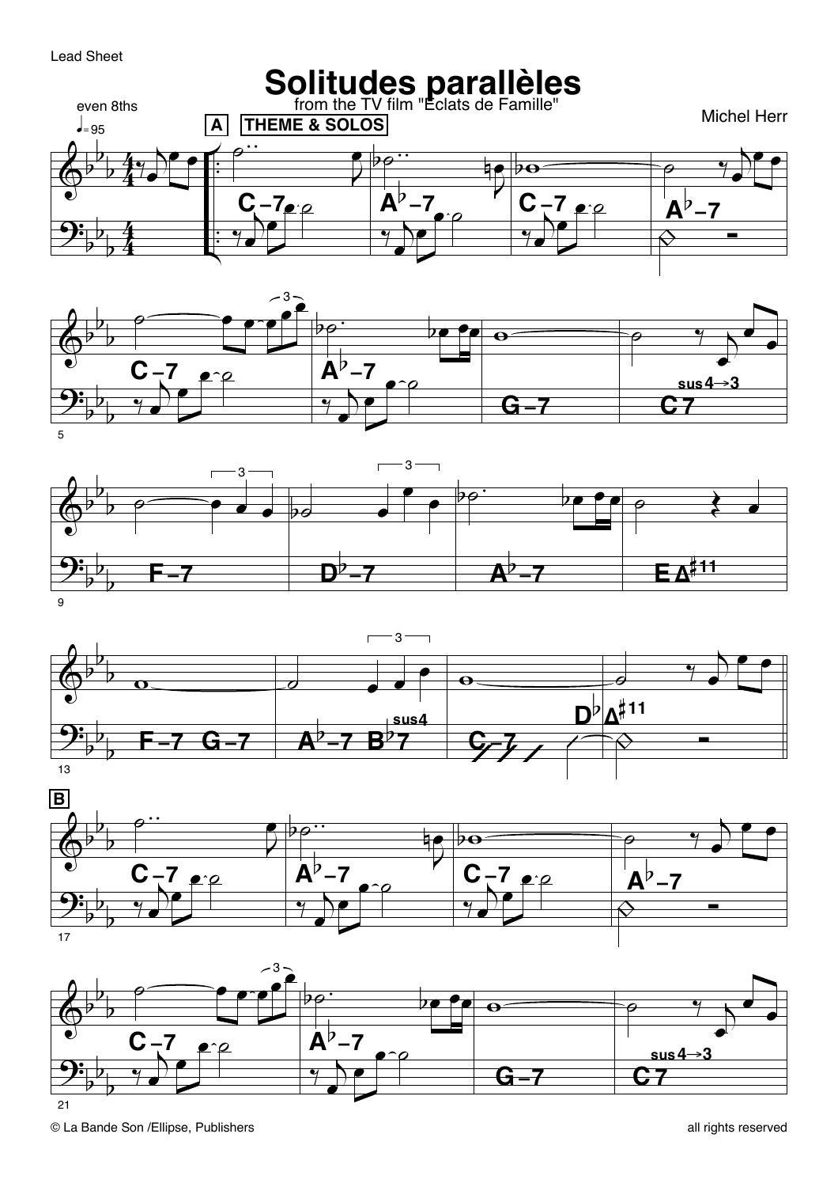Lead Sheet

# Solitudes parallèles

from the TV film "Éclats de Famille"

Michel Herr

even 8ths

♩= 95

A THEME & SOLOS

B

© La Bande Son /Ellipse, Publishers

all rights reserved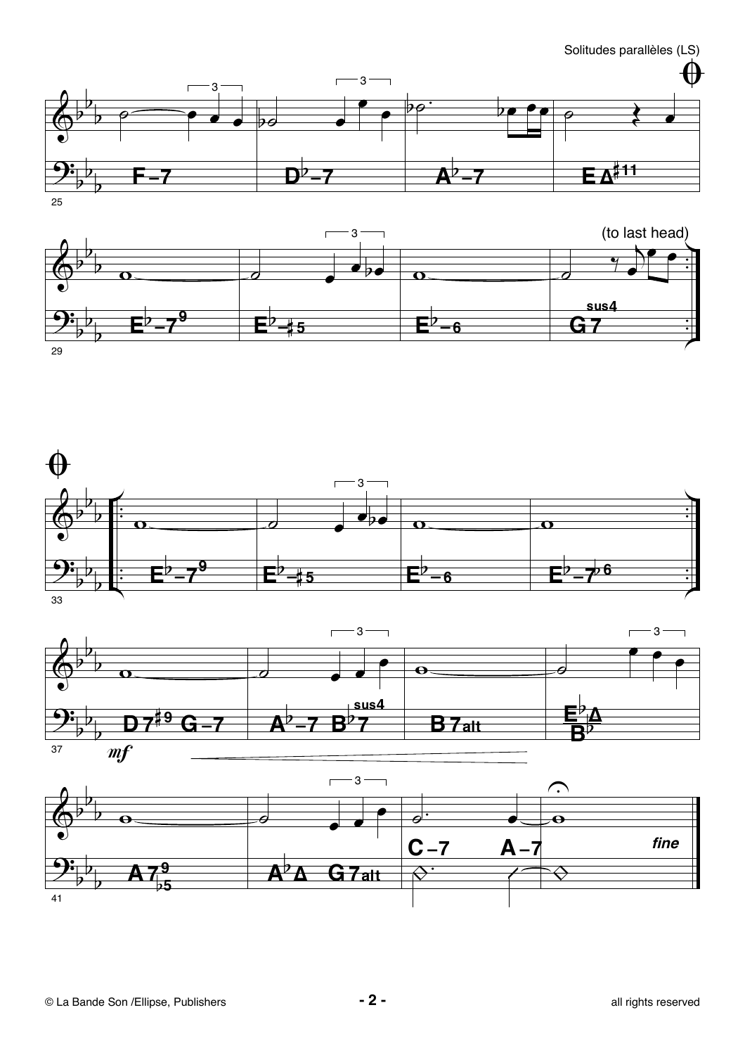F–7 | D♭–7 | A♭–7 | EΔ♯11

(to last head)

E♭–7⁹ | E♭–♯5 | E♭–6 | G7sus4

E♭–7⁹ | E♭–♯5 | E♭–6 | E♭–7♭6

D7♯9 G–7 | A♭–7 B♭7sus4 | B7alt | E♭Δ/B♭

*mf*

A7⁹♭5 | A♭Δ G7alt | C–7 A–7 |

*fine*

© La Bande Son /Ellipse, Publishers

all rights reserved